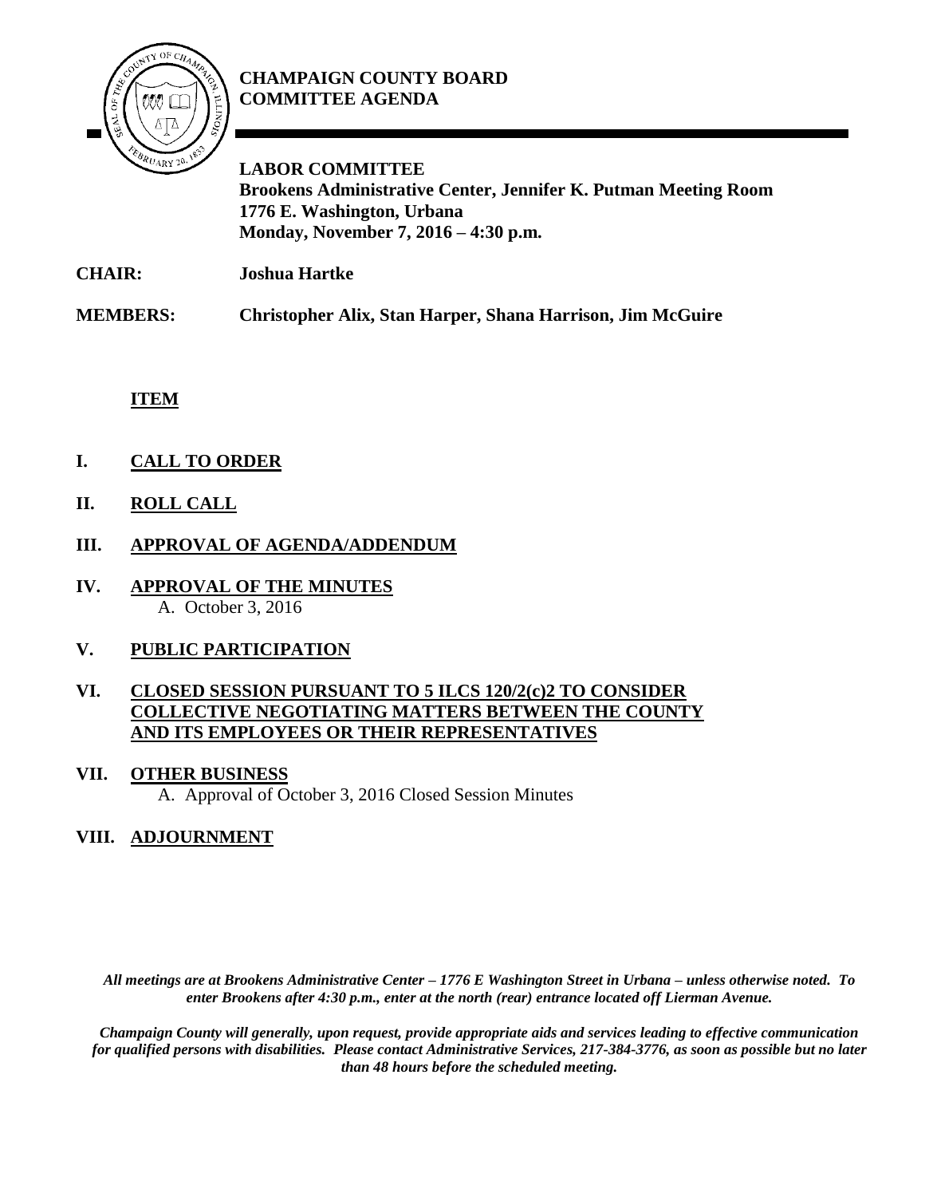**CHAMPAIGN COUNTY BOARD**
**COMMITTEE AGENDA**

**LABOR COMMITTEE**
**Brookens Administrative Center, Jennifer K. Putman Meeting Room**
**1776 E. Washington, Urbana**
**Monday, November 7, 2016 – 4:30 p.m.**

**CHAIR:** **Joshua Hartke**

**MEMBERS:** **Christopher Alix, Stan Harper, Shana Harrison, Jim McGuire**

**ITEM**

**I. CALL TO ORDER**

**II. ROLL CALL**

**III. APPROVAL OF AGENDA/ADDENDUM**

**IV. APPROVAL OF THE MINUTES**
   A. October 3, 2016

**V. PUBLIC PARTICIPATION**

**VI. CLOSED SESSION PURSUANT TO 5 ILCS 120/2(c)2 TO CONSIDER COLLECTIVE NEGOTIATING MATTERS BETWEEN THE COUNTY AND ITS EMPLOYEES OR THEIR REPRESENTATIVES**

**VII. OTHER BUSINESS**
   A. Approval of October 3, 2016 Closed Session Minutes

**VIII. ADJOURNMENT**

***All meetings are at Brookens Administrative Center – 1776 E Washington Street in Urbana – unless otherwise noted. To enter Brookens after 4:30 p.m., enter at the north (rear) entrance located off Lierman Avenue.***

***Champaign County will generally, upon request, provide appropriate aids and services leading to effective communication for qualified persons with disabilities. Please contact Administrative Services, 217-384-3776, as soon as possible but no later than 48 hours before the scheduled meeting.***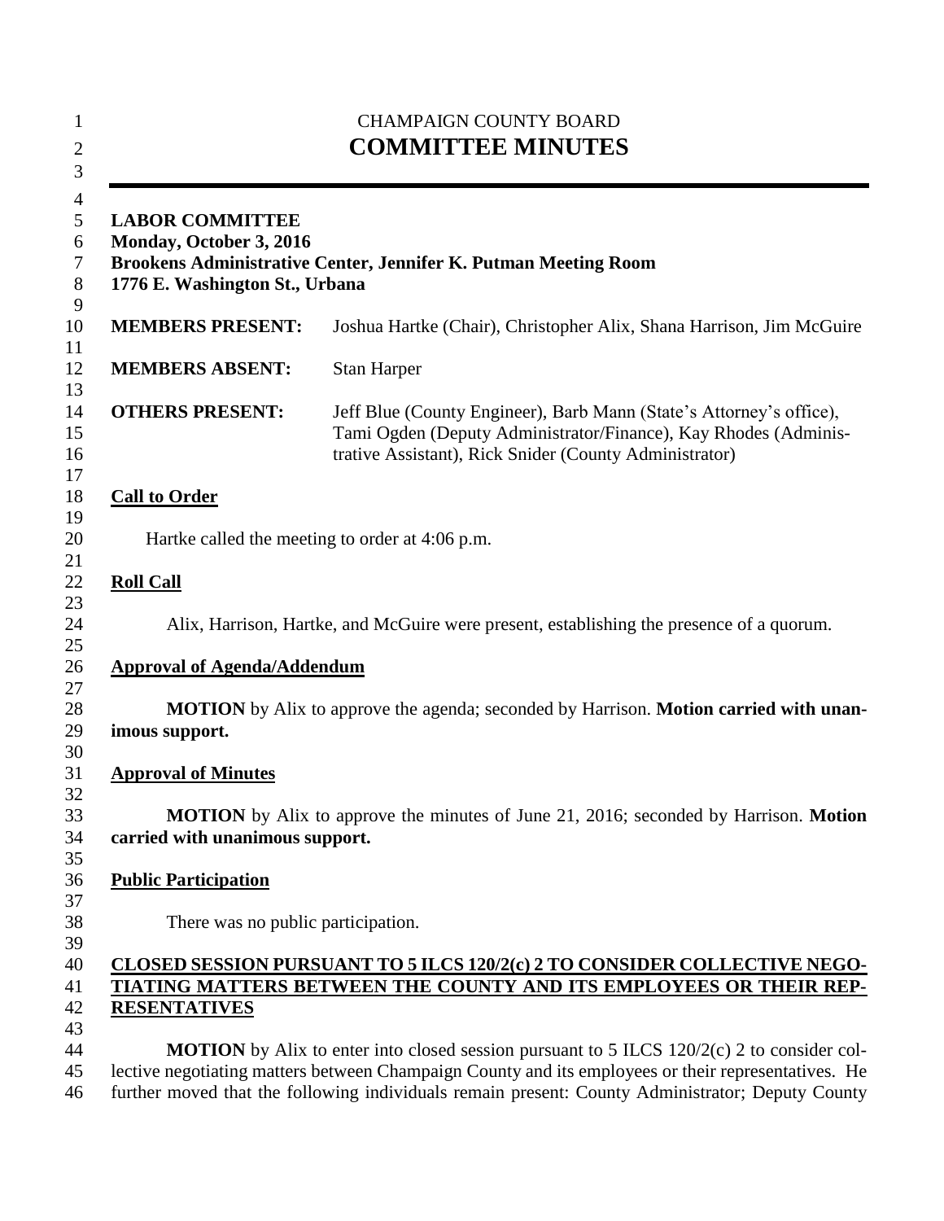CHAMPAIGN COUNTY BOARD

# COMMITTEE MINUTES

**LABOR COMMITTEE**
**Monday, October 3, 2016**
**Brookens Administrative Center, Jennifer K. Putman Meeting Room**
**1776 E. Washington St., Urbana**

| | |
|---|---|
| **MEMBERS PRESENT:** | Joshua Hartke (Chair), Christopher Alix, Shana Harrison, Jim McGuire |
| **MEMBERS ABSENT:** | Stan Harper |
| **OTHERS PRESENT:** | Jeff Blue (County Engineer), Barb Mann (State's Attorney's office), Tami Ogden (Deputy Administrator/Finance), Kay Rhodes (Administrative Assistant), Rick Snider (County Administrator) |

## Call to Order

Hartke called the meeting to order at 4:06 p.m.

## Roll Call

Alix, Harrison, Hartke, and McGuire were present, establishing the presence of a quorum.

## Approval of Agenda/Addendum

**MOTION** by Alix to approve the agenda; seconded by Harrison. **Motion carried with unanimous support.**

## Approval of Minutes

**MOTION** by Alix to approve the minutes of June 21, 2016; seconded by Harrison. **Motion carried with unanimous support.**

## Public Participation

There was no public participation.

## CLOSED SESSION PURSUANT TO 5 ILCS 120/2(c) 2 TO CONSIDER COLLECTIVE NEGOTIATING MATTERS BETWEEN THE COUNTY AND ITS EMPLOYEES OR THEIR REPRESENTATIVES

**MOTION** by Alix to enter into closed session pursuant to 5 ILCS 120/2(c) 2 to consider collective negotiating matters between Champaign County and its employees or their representatives. He further moved that the following individuals remain present: County Administrator; Deputy County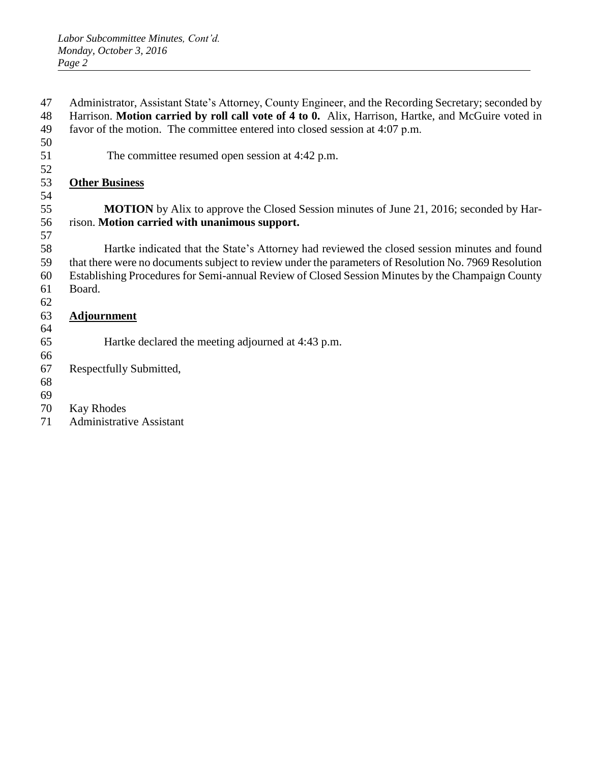Administrator, Assistant State's Attorney, County Engineer, and the Recording Secretary; seconded by Harrison. **Motion carried by roll call vote of 4 to 0.** Alix, Harrison, Hartke, and McGuire voted in favor of the motion. The committee entered into closed session at 4:07 p.m.

The committee resumed open session at 4:42 p.m.

## Other Business

**MOTION** by Alix to approve the Closed Session minutes of June 21, 2016; seconded by Harrison. **Motion carried with unanimous support.**

Hartke indicated that the State's Attorney had reviewed the closed session minutes and found that there were no documents subject to review under the parameters of Resolution No. 7969 Resolution Establishing Procedures for Semi-annual Review of Closed Session Minutes by the Champaign County Board.

## Adjournment

Hartke declared the meeting adjourned at 4:43 p.m.

Respectfully Submitted,

Kay Rhodes
Administrative Assistant